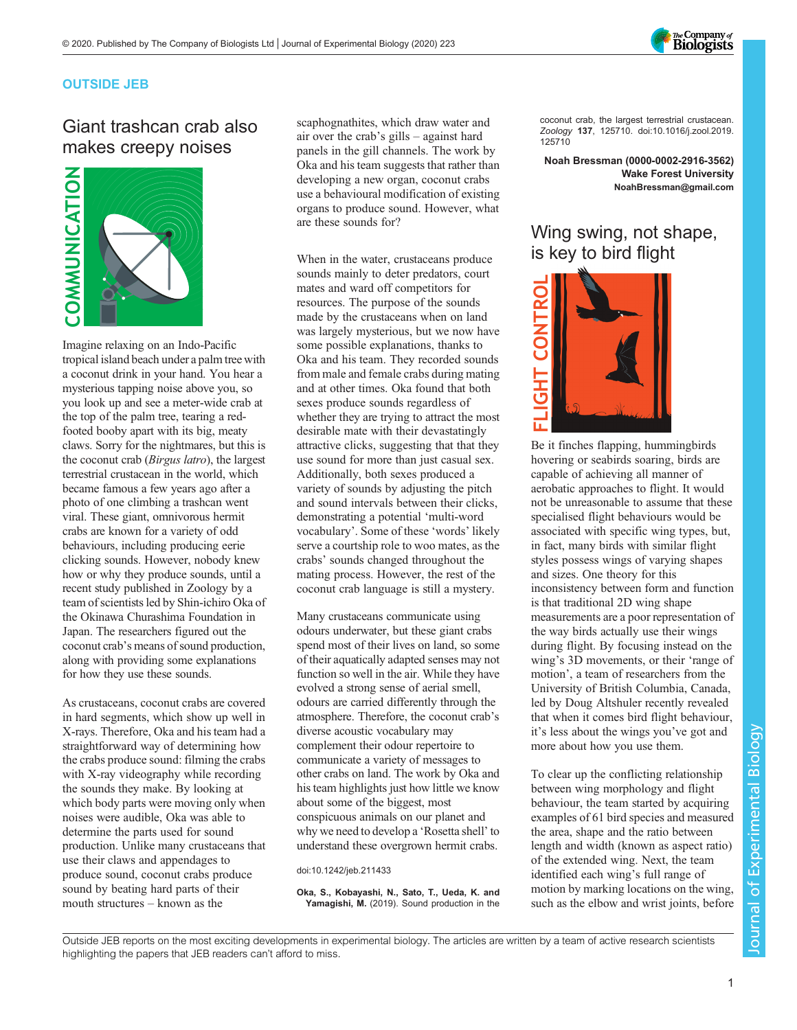## OUTSIDE JEB

# Giant trashcan crab also makes creepy noises

COMMUNICATION

Imagine relaxing on an Indo-Pacific tropical island beach under a palm tree with a coconut drink in your hand. You hear a mysterious tapping noise above you, so you look up and see a meter-wide crab at the top of the palm tree, tearing a red-footed booby apart with its big, meaty claws. Sorry for the nightmares, but this is the coconut crab (*Birgus latro*), the largest terrestrial crustacean in the world, which became famous a few years ago after a photo of one climbing a trashcan went viral. These giant, omnivorous hermit crabs are known for a variety of odd behaviours, including producing eerie clicking sounds. However, nobody knew how or why they produce sounds, until a recent study published in Zoology by a team of scientists led by Shin-ichiro Oka of the Okinawa Churashima Foundation in Japan. The researchers figured out the coconut crab's means of sound production, along with providing some explanations for how they use these sounds.

As crustaceans, coconut crabs are covered in hard segments, which show up well in X-rays. Therefore, Oka and his team had a straightforward way of determining how the crabs produce sound: filming the crabs with X-ray videography while recording the sounds they make. By looking at which body parts were moving only when noises were audible, Oka was able to determine the parts used for sound production. Unlike many crustaceans that use their claws and appendages to produce sound, coconut crabs produce sound by beating hard parts of their mouth structures – known as the scaphognathites, which draw water and air over the crab's gills – against hard panels in the gill channels. The work by Oka and his team suggests that rather than developing a new organ, coconut crabs use a behavioural modification of existing organs to produce sound. However, what are these sounds for?

When in the water, crustaceans produce sounds mainly to deter predators, court mates and ward off competitors for resources. The purpose of the sounds made by the crustaceans when on land was largely mysterious, but we now have some possible explanations, thanks to Oka and his team. They recorded sounds from male and female crabs during mating and at other times. Oka found that both sexes produce sounds regardless of whether they are trying to attract the most desirable mate with their devastatingly attractive clicks, suggesting that that they use sound for more than just casual sex. Additionally, both sexes produced a variety of sounds by adjusting the pitch and sound intervals between their clicks, demonstrating a potential 'multi-word vocabulary'. Some of these 'words' likely serve a courtship role to woo mates, as the crabs' sounds changed throughout the mating process. However, the rest of the coconut crab language is still a mystery.

Many crustaceans communicate using odours underwater, but these giant crabs spend most of their lives on land, so some of their aquatically adapted senses may not function so well in the air. While they have evolved a strong sense of aerial smell, odours are carried differently through the atmosphere. Therefore, the coconut crab's diverse acoustic vocabulary may complement their odour repertoire to communicate a variety of messages to other crabs on land. The work by Oka and his team highlights just how little we know about some of the biggest, most conspicuous animals on our planet and why we need to develop a 'Rosetta shell' to understand these overgrown hermit crabs.

doi:10.1242/jeb.211433

**Oka, S., Kobayashi, N., Sato, T., Ueda, K. and Yamagishi, M.** (2019). Sound production in the coconut crab, the largest terrestrial crustacean. *Zoology* **137**, 125710. doi:10.1016/j.zool.2019.125710

**Noah Bressman (0000-0002-2916-3562)**
**Wake Forest University**
**NoahBressman@gmail.com**

# Wing swing, not shape, is key to bird flight

FLIGHT CONTROL

Be it finches flapping, hummingbirds hovering or seabirds soaring, birds are capable of achieving all manner of aerobatic approaches to flight. It would not be unreasonable to assume that these specialised flight behaviours would be associated with specific wing types, but, in fact, many birds with similar flight styles possess wings of varying shapes and sizes. One theory for this inconsistency between form and function is that traditional 2D wing shape measurements are a poor representation of the way birds actually use their wings during flight. By focusing instead on the wing's 3D movements, or their 'range of motion', a team of researchers from the University of British Columbia, Canada, led by Doug Altshuler recently revealed that when it comes bird flight behaviour, it's less about the wings you've got and more about how you use them.

To clear up the conflicting relationship between wing morphology and flight behaviour, the team started by acquiring examples of 61 bird species and measured the area, shape and the ratio between length and width (known as aspect ratio) of the extended wing. Next, the team identified each wing's full range of motion by marking locations on the wing, such as the elbow and wrist joints, before

Outside JEB reports on the most exciting developments in experimental biology. The articles are written by a team of active research scientists highlighting the papers that JEB readers can't afford to miss.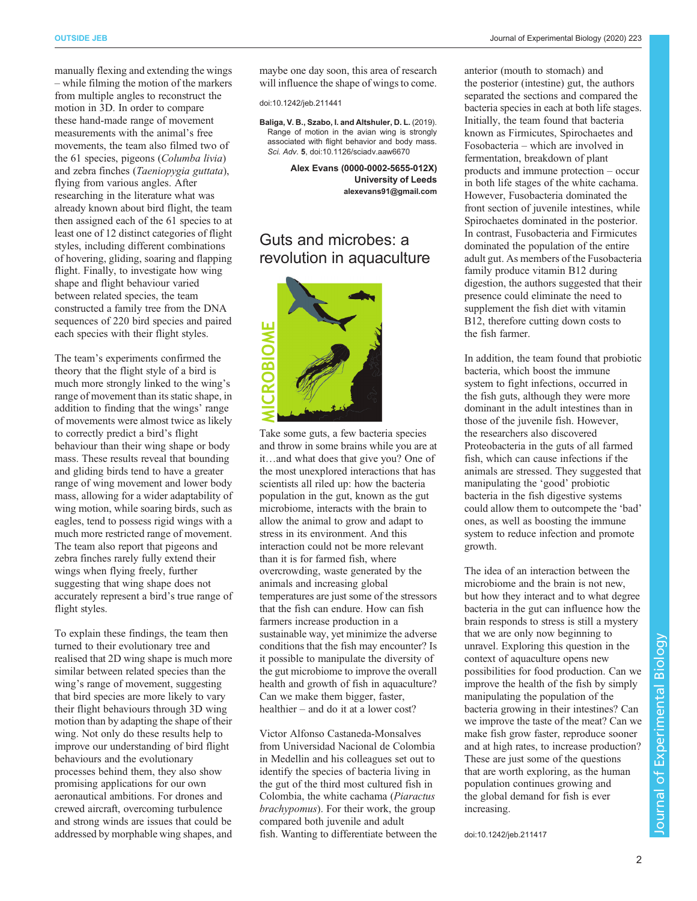manually flexing and extending the wings – while filming the motion of the markers from multiple angles to reconstruct the motion in 3D. In order to compare these hand-made range of movement measurements with the animal's free movements, the team also filmed two of the 61 species, pigeons (*Columba livia*) and zebra finches (*Taeniopygia guttata*), flying from various angles. After researching in the literature what was already known about bird flight, the team then assigned each of the 61 species to at least one of 12 distinct categories of flight styles, including different combinations of hovering, gliding, soaring and flapping flight. Finally, to investigate how wing shape and flight behaviour varied between related species, the team constructed a family tree from the DNA sequences of 220 bird species and paired each species with their flight styles.

The team's experiments confirmed the theory that the flight style of a bird is much more strongly linked to the wing's range of movement than its static shape, in addition to finding that the wings' range of movements were almost twice as likely to correctly predict a bird's flight behaviour than their wing shape or body mass. These results reveal that bounding and gliding birds tend to have a greater range of wing movement and lower body mass, allowing for a wider adaptability of wing motion, while soaring birds, such as eagles, tend to possess rigid wings with a much more restricted range of movement. The team also report that pigeons and zebra finches rarely fully extend their wings when flying freely, further suggesting that wing shape does not accurately represent a bird's true range of flight styles.

To explain these findings, the team then turned to their evolutionary tree and realised that 2D wing shape is much more similar between related species than the wing's range of movement, suggesting that bird species are more likely to vary their flight behaviours through 3D wing motion than by adapting the shape of their wing. Not only do these results help to improve our understanding of bird flight behaviours and the evolutionary processes behind them, they also show promising applications for our own aeronautical ambitions. For drones and crewed aircraft, overcoming turbulence and strong winds are issues that could be addressed by morphable wing shapes, and maybe one day soon, this area of research will influence the shape of wings to come.

doi:10.1242/jeb.211441

**Baliga, V. B., Szabo, I. and Altshuler, D. L.** (2019). Range of motion in the avian wing is strongly associated with flight behavior and body mass. *Sci. Adv.* **5**, doi:10.1126/sciadv.aaw6670

**Alex Evans (0000-0002-5655-012X)**
**University of Leeds**
**alexevans91@gmail.com**

## Guts and microbes: a revolution in aquaculture

Take some guts, a few bacteria species and throw in some brains while you are at it…and what does that give you? One of the most unexplored interactions that has scientists all riled up: how the bacteria population in the gut, known as the gut microbiome, interacts with the brain to allow the animal to grow and adapt to stress in its environment. And this interaction could not be more relevant than it is for farmed fish, where overcrowding, waste generated by the animals and increasing global temperatures are just some of the stressors that the fish can endure. How can fish farmers increase production in a sustainable way, yet minimize the adverse conditions that the fish may encounter? Is it possible to manipulate the diversity of the gut microbiome to improve the overall health and growth of fish in aquaculture? Can we make them bigger, faster, healthier – and do it at a lower cost?

Victor Alfonso Castaneda-Monsalves from Universidad Nacional de Colombia in Medellin and his colleagues set out to identify the species of bacteria living in the gut of the third most cultured fish in Colombia, the white cachama (*Piaractus brachypomus*). For their work, the group compared both juvenile and adult fish. Wanting to differentiate between the anterior (mouth to stomach) and the posterior (intestine) gut, the authors separated the sections and compared the bacteria species in each at both life stages. Initially, the team found that bacteria known as Firmicutes, Spirochaetes and Fosobacteria – which are involved in fermentation, breakdown of plant products and immune protection – occur in both life stages of the white cachama. However, Fusobacteria dominated the front section of juvenile intestines, while Spirochaetes dominated in the posterior. In contrast, Fusobacteria and Firmicutes dominated the population of the entire adult gut. As members of the Fusobacteria family produce vitamin B12 during digestion, the authors suggested that their presence could eliminate the need to supplement the fish diet with vitamin B12, therefore cutting down costs to the fish farmer.

In addition, the team found that probiotic bacteria, which boost the immune system to fight infections, occurred in the fish guts, although they were more dominant in the adult intestines than in those of the juvenile fish. However, the researchers also discovered Proteobacteria in the guts of all farmed fish, which can cause infections if the animals are stressed. They suggested that manipulating the 'good' probiotic bacteria in the fish digestive systems could allow them to outcompete the 'bad' ones, as well as boosting the immune system to reduce infection and promote growth.

The idea of an interaction between the microbiome and the brain is not new, but how they interact and to what degree bacteria in the gut can influence how the brain responds to stress is still a mystery that we are only now beginning to unravel. Exploring this question in the context of aquaculture opens new possibilities for food production. Can we improve the health of the fish by simply manipulating the population of the bacteria growing in their intestines? Can we improve the taste of the meat? Can we make fish grow faster, reproduce sooner and at high rates, to increase production? These are just some of the questions that are worth exploring, as the human population continues growing and the global demand for fish is ever increasing.

doi:10.1242/jeb.211417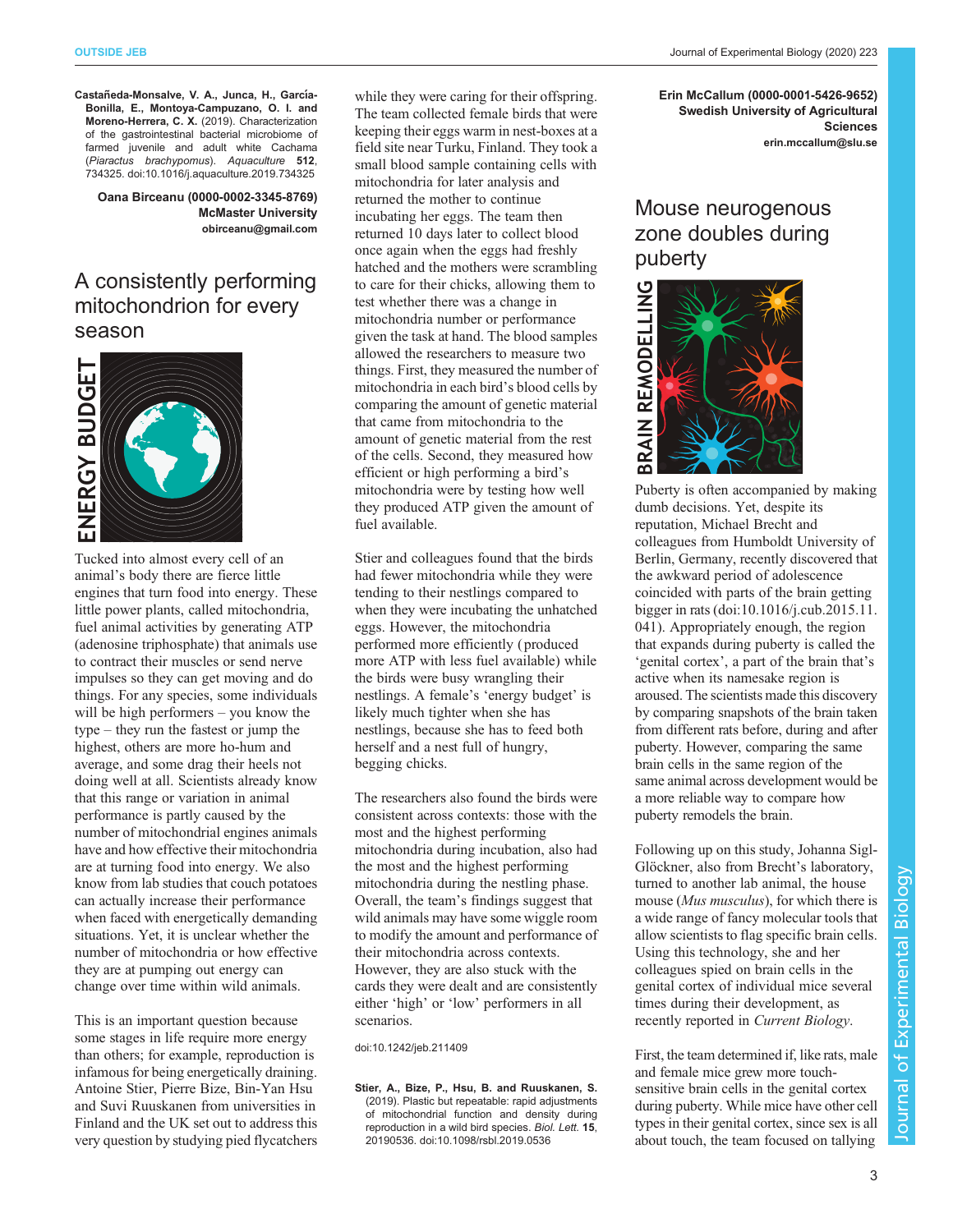**Castañeda-Monsalve, V. A., Junca, H., García-Bonilla, E., Montoya-Campuzano, O. I. and Moreno-Herrera, C. X.** (2019). Characterization of the gastrointestinal bacterial microbiome of farmed juvenile and adult white Cachama (*Piaractus brachypomus*). *Aquaculture* **512**, 734325. doi:10.1016/j.aquaculture.2019.734325

**Oana Birceanu (0000-0002-3345-8769)**
**McMaster University**
**obirceanu@gmail.com**

# A consistently performing mitochondrion for every season

ENERGY BUDGET

Tucked into almost every cell of an animal's body there are fierce little engines that turn food into energy. These little power plants, called mitochondria, fuel animal activities by generating ATP (adenosine triphosphate) that animals use to contract their muscles or send nerve impulses so they can get moving and do things. For any species, some individuals will be high performers – you know the type – they run the fastest or jump the highest, others are more ho-hum and average, and some drag their heels not doing well at all. Scientists already know that this range or variation in animal performance is partly caused by the number of mitochondrial engines animals have and how effective their mitochondria are at turning food into energy. We also know from lab studies that couch potatoes can actually increase their performance when faced with energetically demanding situations. Yet, it is unclear whether the number of mitochondria or how effective they are at pumping out energy can change over time within wild animals.

This is an important question because some stages in life require more energy than others; for example, reproduction is infamous for being energetically draining. Antoine Stier, Pierre Bize, Bin-Yan Hsu and Suvi Ruuskanen from universities in Finland and the UK set out to address this very question by studying pied flycatchers while they were caring for their offspring. The team collected female birds that were keeping their eggs warm in nest-boxes at a field site near Turku, Finland. They took a small blood sample containing cells with mitochondria for later analysis and returned the mother to continue incubating her eggs. The team then returned 10 days later to collect blood once again when the eggs had freshly hatched and the mothers were scrambling to care for their chicks, allowing them to test whether there was a change in mitochondria number or performance given the task at hand. The blood samples allowed the researchers to measure two things. First, they measured the number of mitochondria in each bird's blood cells by comparing the amount of genetic material that came from mitochondria to the amount of genetic material from the rest of the cells. Second, they measured how efficient or high performing a bird's mitochondria were by testing how well they produced ATP given the amount of fuel available.

Stier and colleagues found that the birds had fewer mitochondria while they were tending to their nestlings compared to when they were incubating the unhatched eggs. However, the mitochondria performed more efficiently (produced more ATP with less fuel available) while the birds were busy wrangling their nestlings. A female's 'energy budget' is likely much tighter when she has nestlings, because she has to feed both herself and a nest full of hungry, begging chicks.

The researchers also found the birds were consistent across contexts: those with the most and the highest performing mitochondria during incubation, also had the most and the highest performing mitochondria during the nestling phase. Overall, the team's findings suggest that wild animals may have some wiggle room to modify the amount and performance of their mitochondria across contexts. However, they are also stuck with the cards they were dealt and are consistently either 'high' or 'low' performers in all scenarios.

doi:10.1242/jeb.211409

**Stier, A., Bize, P., Hsu, B. and Ruuskanen, S.** (2019). Plastic but repeatable: rapid adjustments of mitochondrial function and density during reproduction in a wild bird species. *Biol. Lett.* **15**, 20190536. doi:10.1098/rsbl.2019.0536

**Erin McCallum (0000-0001-5426-9652)**
**Swedish University of Agricultural Sciences**
**erin.mccallum@slu.se**

# Mouse neurogenous zone doubles during puberty

BRAIN REMODELLING

Puberty is often accompanied by making dumb decisions. Yet, despite its reputation, Michael Brecht and colleagues from Humboldt University of Berlin, Germany, recently discovered that the awkward period of adolescence coincided with parts of the brain getting bigger in rats (doi:10.1016/j.cub.2015.11.041). Appropriately enough, the region that expands during puberty is called the 'genital cortex', a part of the brain that's active when its namesake region is aroused. The scientists made this discovery by comparing snapshots of the brain taken from different rats before, during and after puberty. However, comparing the same brain cells in the same region of the same animal across development would be a more reliable way to compare how puberty remodels the brain.

Following up on this study, Johanna Sigl-Glöckner, also from Brecht's laboratory, turned to another lab animal, the house mouse (*Mus musculus*), for which there is a wide range of fancy molecular tools that allow scientists to flag specific brain cells. Using this technology, she and her colleagues spied on brain cells in the genital cortex of individual mice several times during their development, as recently reported in *Current Biology*.

First, the team determined if, like rats, male and female mice grew more touch-sensitive brain cells in the genital cortex during puberty. While mice have other cell types in their genital cortex, since sex is all about touch, the team focused on tallying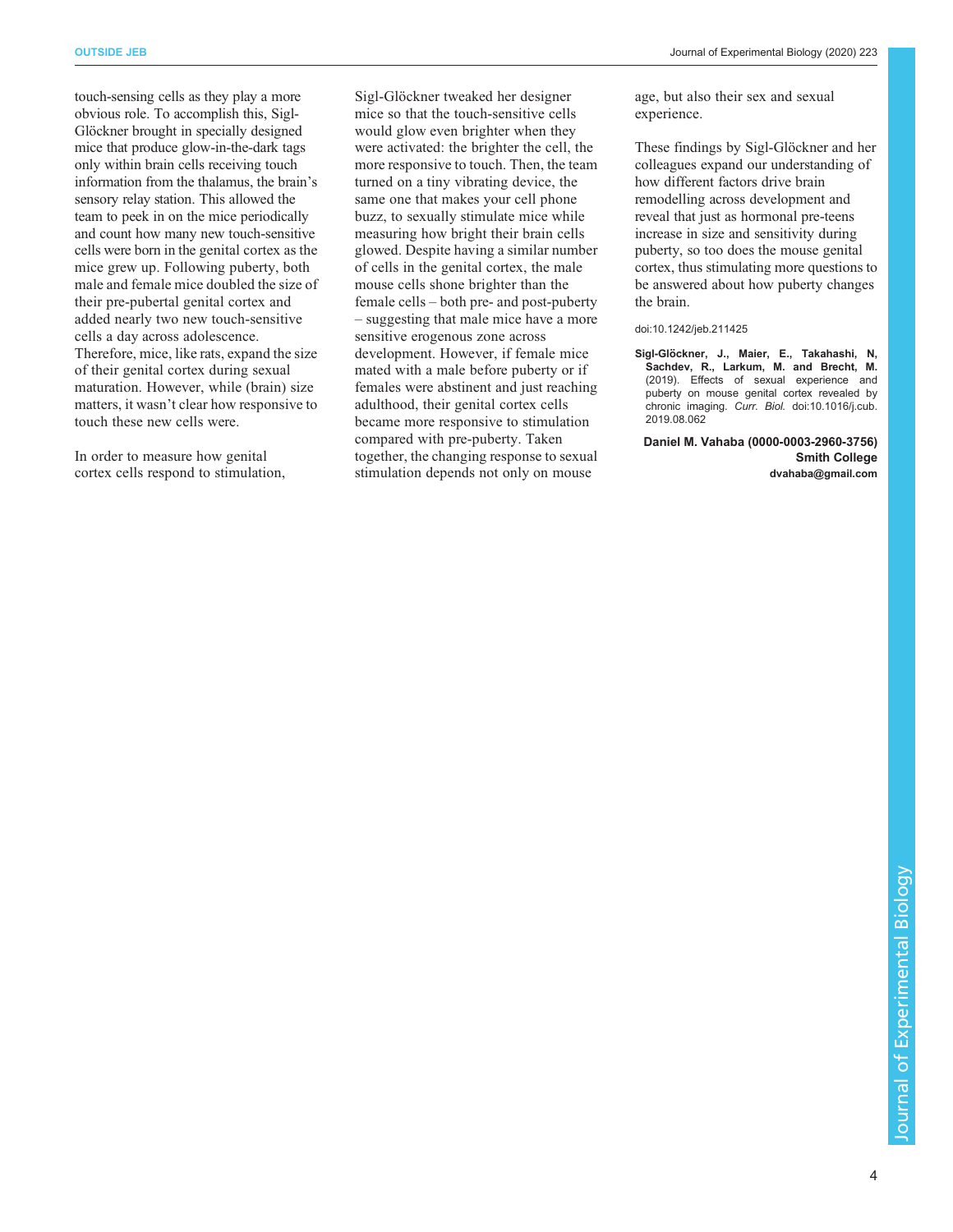touch-sensing cells as they play a more obvious role. To accomplish this, Sigl-Glöckner brought in specially designed mice that produce glow-in-the-dark tags only within brain cells receiving touch information from the thalamus, the brain's sensory relay station. This allowed the team to peek in on the mice periodically and count how many new touch-sensitive cells were born in the genital cortex as the mice grew up. Following puberty, both male and female mice doubled the size of their pre-pubertal genital cortex and added nearly two new touch-sensitive cells a day across adolescence. Therefore, mice, like rats, expand the size of their genital cortex during sexual maturation. However, while (brain) size matters, it wasn't clear how responsive to touch these new cells were.

In order to measure how genital cortex cells respond to stimulation, Sigl-Glöckner tweaked her designer mice so that the touch-sensitive cells would glow even brighter when they were activated: the brighter the cell, the more responsive to touch. Then, the team turned on a tiny vibrating device, the same one that makes your cell phone buzz, to sexually stimulate mice while measuring how bright their brain cells glowed. Despite having a similar number of cells in the genital cortex, the male mouse cells shone brighter than the female cells – both pre- and post-puberty – suggesting that male mice have a more sensitive erogenous zone across development. However, if female mice mated with a male before puberty or if females were abstinent and just reaching adulthood, their genital cortex cells became more responsive to stimulation compared with pre-puberty. Taken together, the changing response to sexual stimulation depends not only on mouse age, but also their sex and sexual experience.

These findings by Sigl-Glöckner and her colleagues expand our understanding of how different factors drive brain remodelling across development and reveal that just as hormonal pre-teens increase in size and sensitivity during puberty, so too does the mouse genital cortex, thus stimulating more questions to be answered about how puberty changes the brain.

doi:10.1242/jeb.211425

**Sigl-Glöckner, J., Maier, E., Takahashi, N, Sachdev, R., Larkum, M. and Brecht, M.** (2019). Effects of sexual experience and puberty on mouse genital cortex revealed by chronic imaging. *Curr. Biol.* doi:10.1016/j.cub.2019.08.062

**Daniel M. Vahaba (0000-0003-2960-3756)**
**Smith College**
**dvahaba@gmail.com**